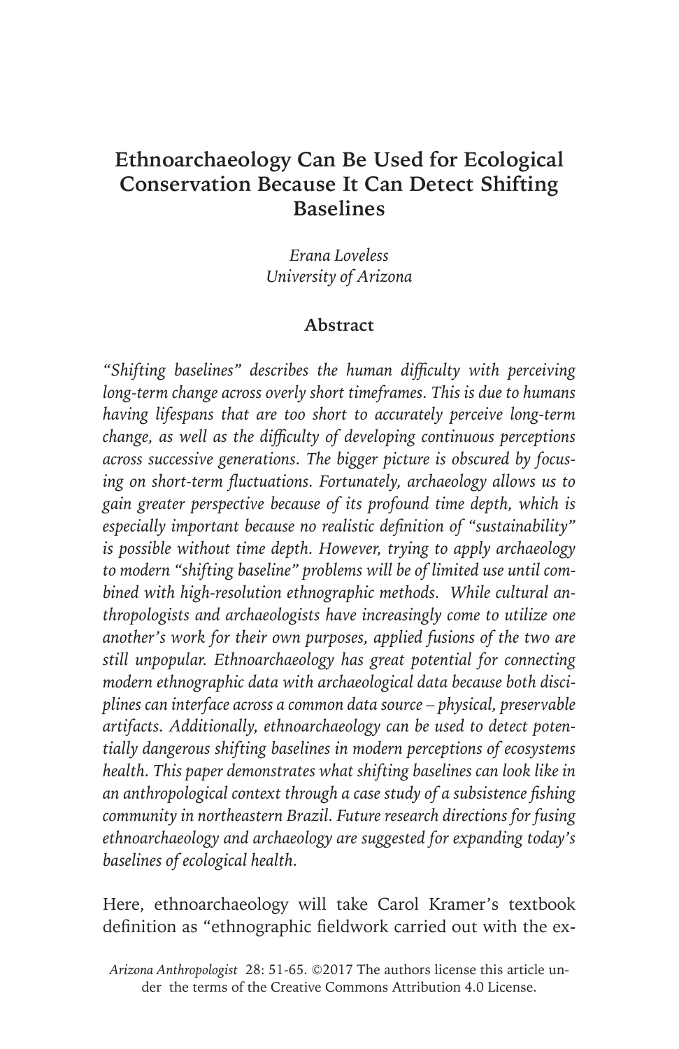# Ethnoarchaeology Can Be Used for Ecological Conservation Because It Can Detect Shifting Baselines

*Erana Loveless*
*University of Arizona*

## Abstract

*"Shifting baselines" describes the human difficulty with perceiving long-term change across overly short timeframes. This is due to humans having lifespans that are too short to accurately perceive long-term change, as well as the difficulty of developing continuous perceptions across successive generations. The bigger picture is obscured by focusing on short-term fluctuations. Fortunately, archaeology allows us to gain greater perspective because of its profound time depth, which is especially important because no realistic definition of "sustainability" is possible without time depth. However, trying to apply archaeology to modern "shifting baseline" problems will be of limited use until combined with high-resolution ethnographic methods. While cultural anthropologists and archaeologists have increasingly come to utilize one another's work for their own purposes, applied fusions of the two are still unpopular. Ethnoarchaeology has great potential for connecting modern ethnographic data with archaeological data because both disciplines can interface across a common data source – physical, preservable artifacts. Additionally, ethnoarchaeology can be used to detect potentially dangerous shifting baselines in modern perceptions of ecosystems health. This paper demonstrates what shifting baselines can look like in an anthropological context through a case study of a subsistence fishing community in northeastern Brazil. Future research directions for fusing ethnoarchaeology and archaeology are suggested for expanding today's baselines of ecological health.*

Here, ethnoarchaeology will take Carol Kramer's textbook definition as "ethnographic fieldwork carried out with the ex-

Arizona Anthropologist 28: 51-65. ©2017 The authors license this article under the terms of the Creative Commons Attribution 4.0 License.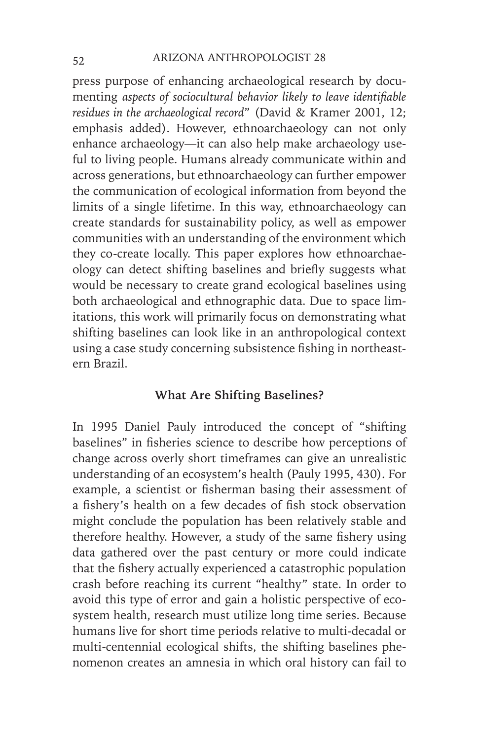press purpose of enhancing archaeological research by documenting *aspects of sociocultural behavior likely to leave identifiable residues in the archaeological record*" (David & Kramer 2001, 12; emphasis added). However, ethnoarchaeology can not only enhance archaeology—it can also help make archaeology useful to living people. Humans already communicate within and across generations, but ethnoarchaeology can further empower the communication of ecological information from beyond the limits of a single lifetime. In this way, ethnoarchaeology can create standards for sustainability policy, as well as empower communities with an understanding of the environment which they co-create locally. This paper explores how ethnoarchaeology can detect shifting baselines and briefly suggests what would be necessary to create grand ecological baselines using both archaeological and ethnographic data. Due to space limitations, this work will primarily focus on demonstrating what shifting baselines can look like in an anthropological context using a case study concerning subsistence fishing in northeastern Brazil.

## What Are Shifting Baselines?

In 1995 Daniel Pauly introduced the concept of "shifting baselines" in fisheries science to describe how perceptions of change across overly short timeframes can give an unrealistic understanding of an ecosystem's health (Pauly 1995, 430). For example, a scientist or fisherman basing their assessment of a fishery's health on a few decades of fish stock observation might conclude the population has been relatively stable and therefore healthy. However, a study of the same fishery using data gathered over the past century or more could indicate that the fishery actually experienced a catastrophic population crash before reaching its current "healthy" state. In order to avoid this type of error and gain a holistic perspective of ecosystem health, research must utilize long time series. Because humans live for short time periods relative to multi-decadal or multi-centennial ecological shifts, the shifting baselines phenomenon creates an amnesia in which oral history can fail to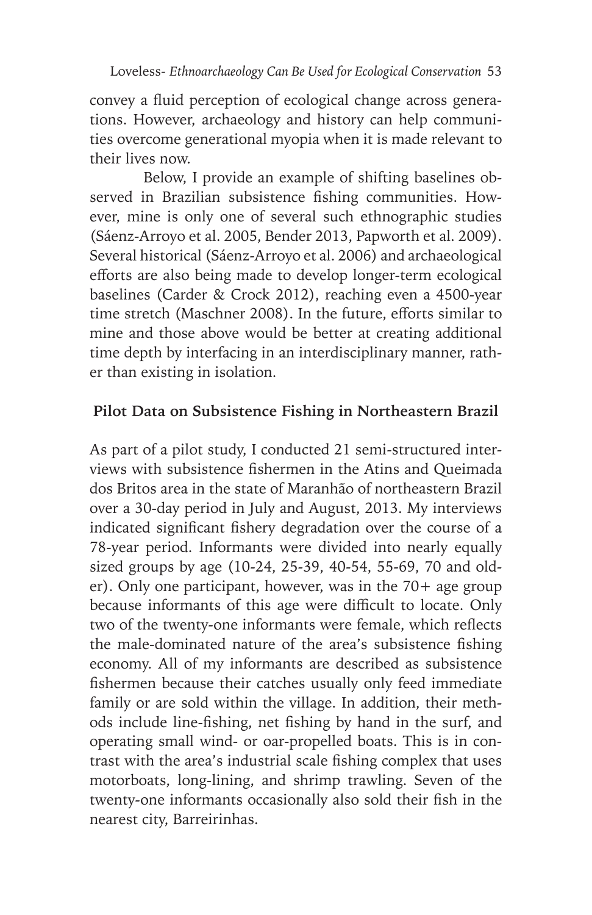convey a fluid perception of ecological change across generations. However, archaeology and history can help communities overcome generational myopia when it is made relevant to their lives now.

Below, I provide an example of shifting baselines observed in Brazilian subsistence fishing communities. However, mine is only one of several such ethnographic studies (Sáenz-Arroyo et al. 2005, Bender 2013, Papworth et al. 2009). Several historical (Sáenz-Arroyo et al. 2006) and archaeological efforts are also being made to develop longer-term ecological baselines (Carder & Crock 2012), reaching even a 4500-year time stretch (Maschner 2008). In the future, efforts similar to mine and those above would be better at creating additional time depth by interfacing in an interdisciplinary manner, rather than existing in isolation.

## Pilot Data on Subsistence Fishing in Northeastern Brazil

As part of a pilot study, I conducted 21 semi-structured interviews with subsistence fishermen in the Atins and Queimada dos Britos area in the state of Maranhão of northeastern Brazil over a 30-day period in July and August, 2013. My interviews indicated significant fishery degradation over the course of a 78-year period. Informants were divided into nearly equally sized groups by age (10-24, 25-39, 40-54, 55-69, 70 and older). Only one participant, however, was in the 70+ age group because informants of this age were difficult to locate. Only two of the twenty-one informants were female, which reflects the male-dominated nature of the area's subsistence fishing economy. All of my informants are described as subsistence fishermen because their catches usually only feed immediate family or are sold within the village. In addition, their methods include line-fishing, net fishing by hand in the surf, and operating small wind- or oar-propelled boats. This is in contrast with the area's industrial scale fishing complex that uses motorboats, long-lining, and shrimp trawling. Seven of the twenty-one informants occasionally also sold their fish in the nearest city, Barreirinhas.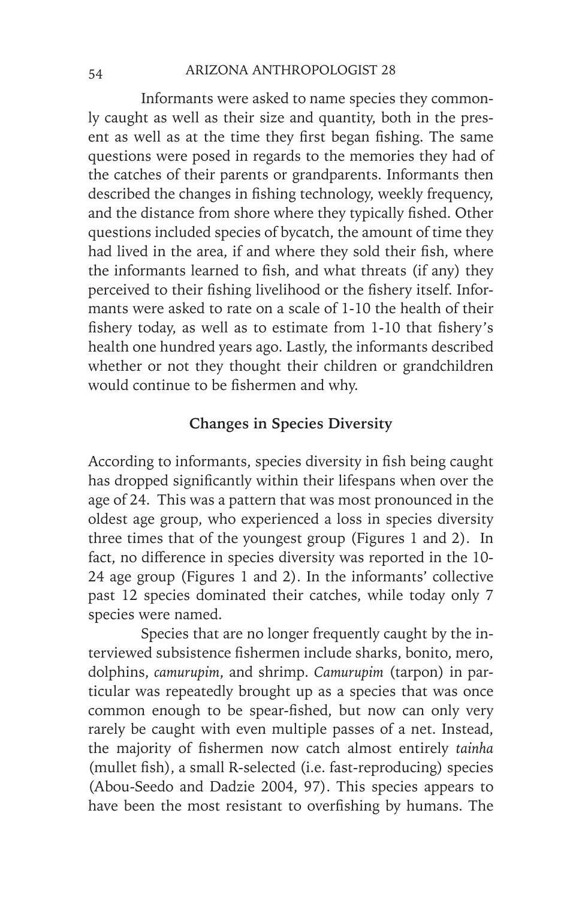Informants were asked to name species they commonly caught as well as their size and quantity, both in the present as well as at the time they first began fishing. The same questions were posed in regards to the memories they had of the catches of their parents or grandparents. Informants then described the changes in fishing technology, weekly frequency, and the distance from shore where they typically fished. Other questions included species of bycatch, the amount of time they had lived in the area, if and where they sold their fish, where the informants learned to fish, and what threats (if any) they perceived to their fishing livelihood or the fishery itself. Informants were asked to rate on a scale of 1-10 the health of their fishery today, as well as to estimate from 1-10 that fishery's health one hundred years ago. Lastly, the informants described whether or not they thought their children or grandchildren would continue to be fishermen and why.

### Changes in Species Diversity

According to informants, species diversity in fish being caught has dropped significantly within their lifespans when over the age of 24. This was a pattern that was most pronounced in the oldest age group, who experienced a loss in species diversity three times that of the youngest group (Figures 1 and 2). In fact, no difference in species diversity was reported in the 10-24 age group (Figures 1 and 2). In the informants' collective past 12 species dominated their catches, while today only 7 species were named.

Species that are no longer frequently caught by the interviewed subsistence fishermen include sharks, bonito, mero, dolphins, *camurupim*, and shrimp. *Camurupim* (tarpon) in particular was repeatedly brought up as a species that was once common enough to be spear-fished, but now can only very rarely be caught with even multiple passes of a net. Instead, the majority of fishermen now catch almost entirely *tainha* (mullet fish), a small R-selected (i.e. fast-reproducing) species (Abou-Seedo and Dadzie 2004, 97). This species appears to have been the most resistant to overfishing by humans. The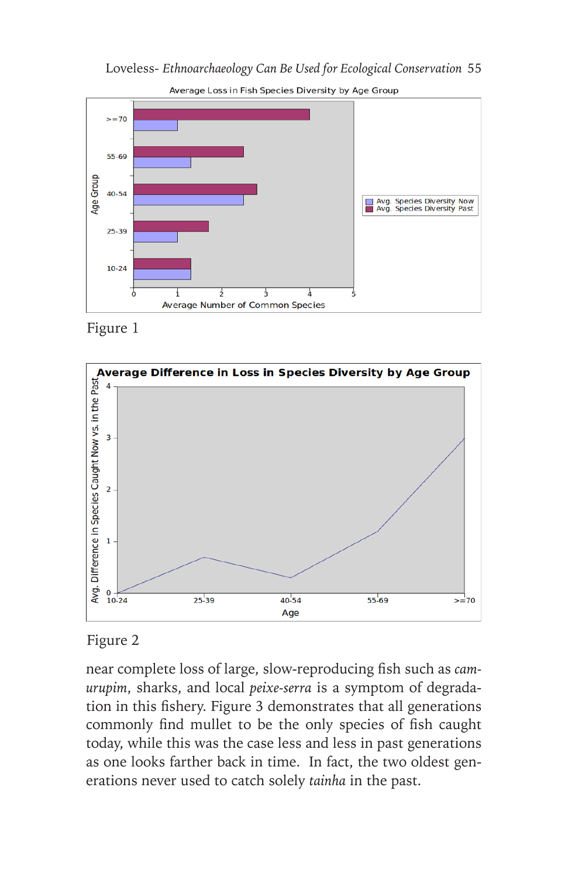Figure 1

Figure 2

near complete loss of large, slow-reproducing fish such as *camurupim*, sharks, and local *peixe-serra* is a symptom of degradation in this fishery. Figure 3 demonstrates that all generations commonly find mullet to be the only species of fish caught today, while this was the case less and less in past generations as one looks farther back in time. In fact, the two oldest generations never used to catch solely *tainha* in the past.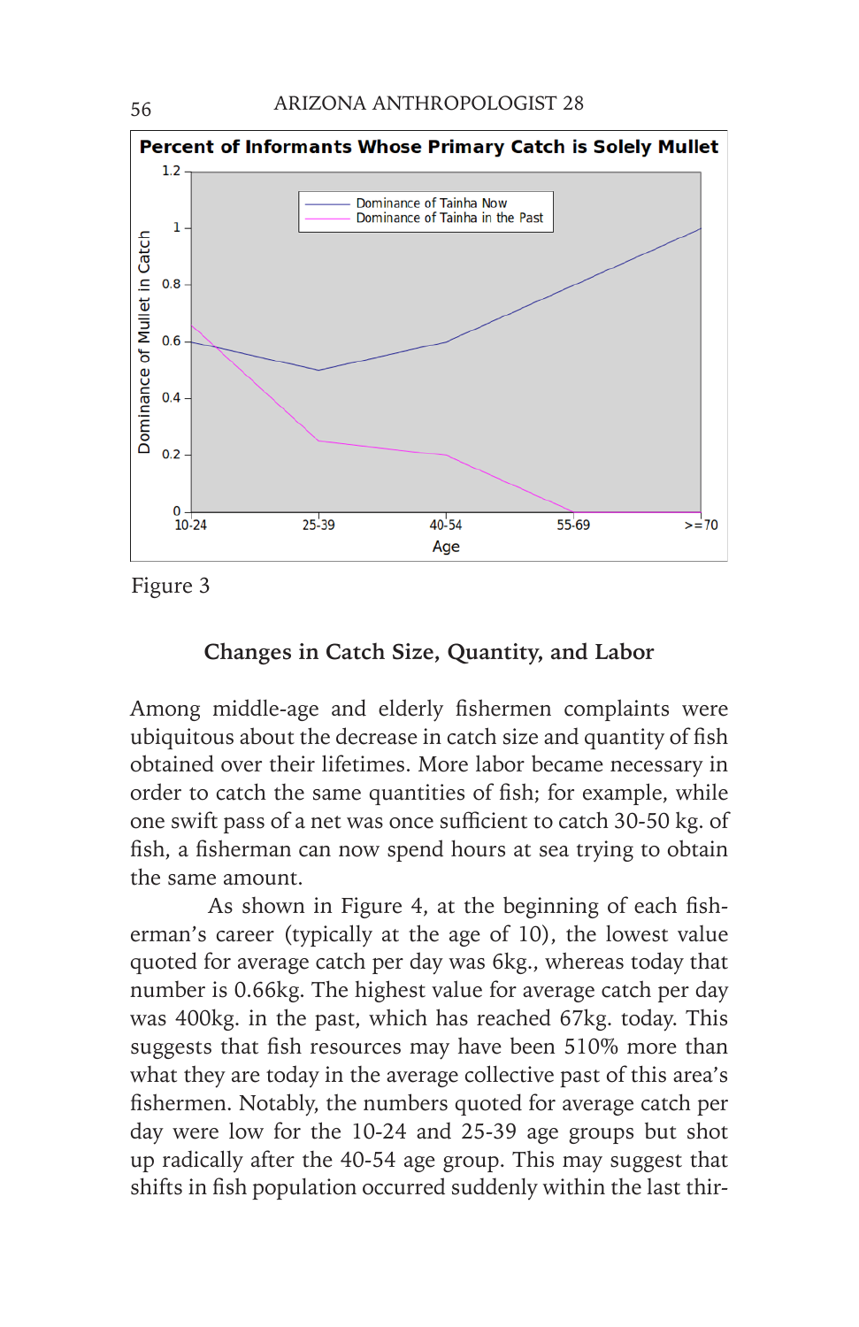Figure 3

## Changes in Catch Size, Quantity, and Labor

Among middle-age and elderly fishermen complaints were ubiquitous about the decrease in catch size and quantity of fish obtained over their lifetimes. More labor became necessary in order to catch the same quantities of fish; for example, while one swift pass of a net was once sufficient to catch 30-50 kg. of fish, a fisherman can now spend hours at sea trying to obtain the same amount.

As shown in Figure 4, at the beginning of each fisherman's career (typically at the age of 10), the lowest value quoted for average catch per day was 6kg., whereas today that number is 0.66kg. The highest value for average catch per day was 400kg. in the past, which has reached 67kg. today. This suggests that fish resources may have been 510% more than what they are today in the average collective past of this area's fishermen. Notably, the numbers quoted for average catch per day were low for the 10-24 and 25-39 age groups but shot up radically after the 40-54 age group. This may suggest that shifts in fish population occurred suddenly within the last thir-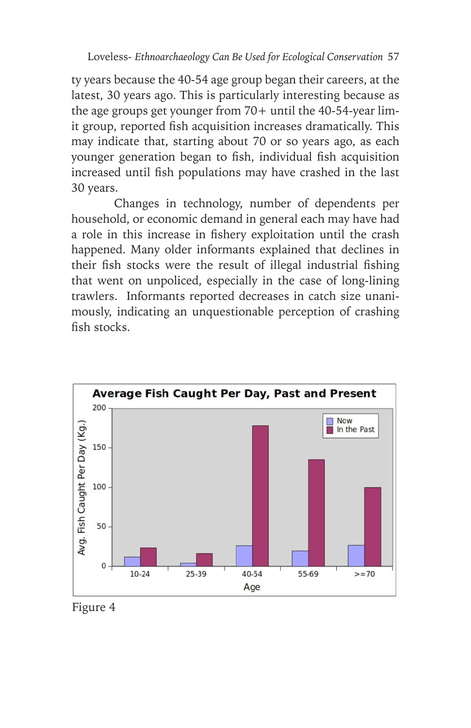ty years because the 40-54 age group began their careers, at the latest, 30 years ago. This is particularly interesting because as the age groups get younger from 70+ until the 40-54-year limit group, reported fish acquisition increases dramatically. This may indicate that, starting about 70 or so years ago, as each younger generation began to fish, individual fish acquisition increased until fish populations may have crashed in the last 30 years.

Changes in technology, number of dependents per household, or economic demand in general each may have had a role in this increase in fishery exploitation until the crash happened. Many older informants explained that declines in their fish stocks were the result of illegal industrial fishing that went on unpoliced, especially in the case of long-lining trawlers. Informants reported decreases in catch size unanimously, indicating an unquestionable perception of crashing fish stocks.

Figure 4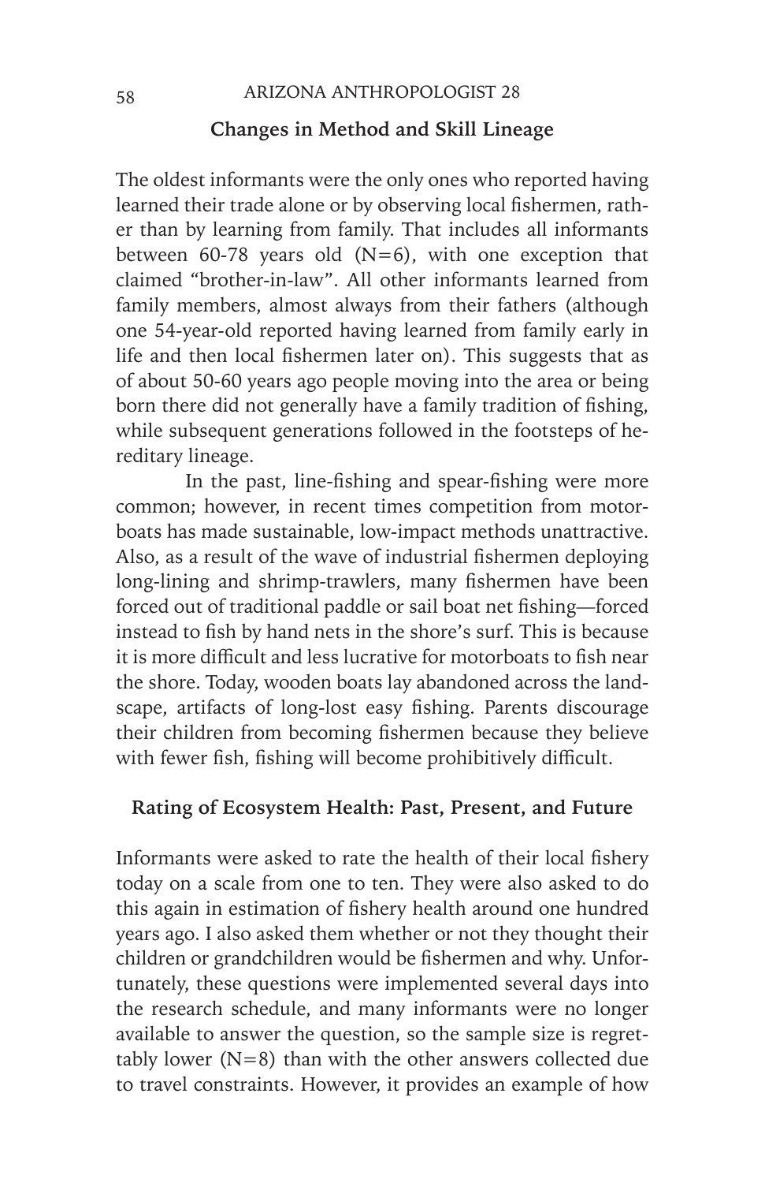### Changes in Method and Skill Lineage

The oldest informants were the only ones who reported having learned their trade alone or by observing local fishermen, rather than by learning from family. That includes all informants between 60-78 years old (N=6), with one exception that claimed "brother-in-law". All other informants learned from family members, almost always from their fathers (although one 54-year-old reported having learned from family early in life and then local fishermen later on). This suggests that as of about 50-60 years ago people moving into the area or being born there did not generally have a family tradition of fishing, while subsequent generations followed in the footsteps of hereditary lineage.

In the past, line-fishing and spear-fishing were more common; however, in recent times competition from motorboats has made sustainable, low-impact methods unattractive. Also, as a result of the wave of industrial fishermen deploying long-lining and shrimp-trawlers, many fishermen have been forced out of traditional paddle or sail boat net fishing—forced instead to fish by hand nets in the shore's surf. This is because it is more difficult and less lucrative for motorboats to fish near the shore. Today, wooden boats lay abandoned across the landscape, artifacts of long-lost easy fishing. Parents discourage their children from becoming fishermen because they believe with fewer fish, fishing will become prohibitively difficult.

### Rating of Ecosystem Health: Past, Present, and Future

Informants were asked to rate the health of their local fishery today on a scale from one to ten. They were also asked to do this again in estimation of fishery health around one hundred years ago. I also asked them whether or not they thought their children or grandchildren would be fishermen and why. Unfortunately, these questions were implemented several days into the research schedule, and many informants were no longer available to answer the question, so the sample size is regrettably lower (N=8) than with the other answers collected due to travel constraints. However, it provides an example of how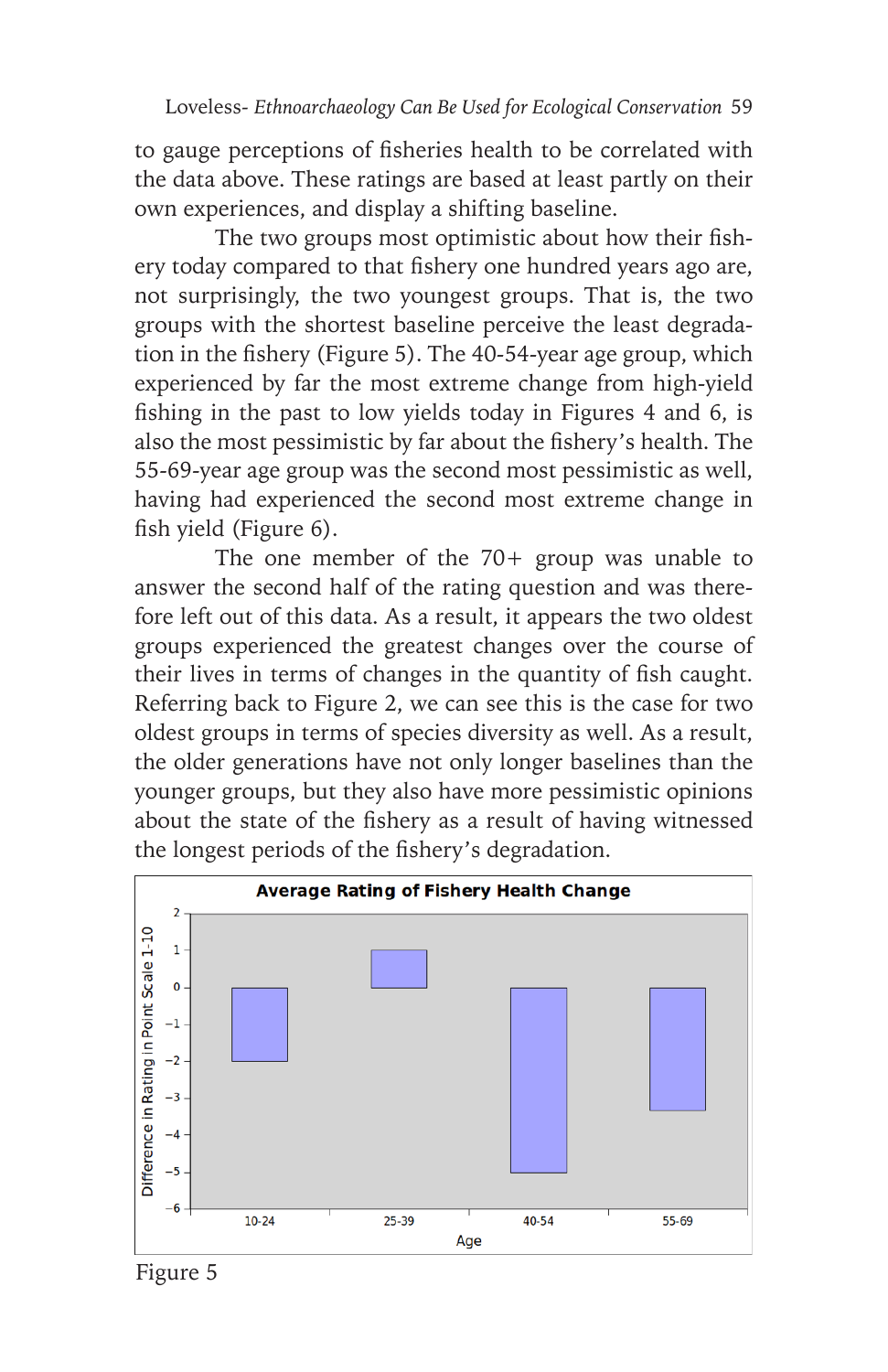to gauge perceptions of fisheries health to be correlated with the data above. These ratings are based at least partly on their own experiences, and display a shifting baseline.

The two groups most optimistic about how their fishery today compared to that fishery one hundred years ago are, not surprisingly, the two youngest groups. That is, the two groups with the shortest baseline perceive the least degradation in the fishery (Figure 5). The 40-54-year age group, which experienced by far the most extreme change from high-yield fishing in the past to low yields today in Figures 4 and 6, is also the most pessimistic by far about the fishery's health. The 55-69-year age group was the second most pessimistic as well, having had experienced the second most extreme change in fish yield (Figure 6).

The one member of the 70+ group was unable to answer the second half of the rating question and was therefore left out of this data. As a result, it appears the two oldest groups experienced the greatest changes over the course of their lives in terms of changes in the quantity of fish caught. Referring back to Figure 2, we can see this is the case for two oldest groups in terms of species diversity as well. As a result, the older generations have not only longer baselines than the younger groups, but they also have more pessimistic opinions about the state of the fishery as a result of having witnessed the longest periods of the fishery's degradation.

Figure 5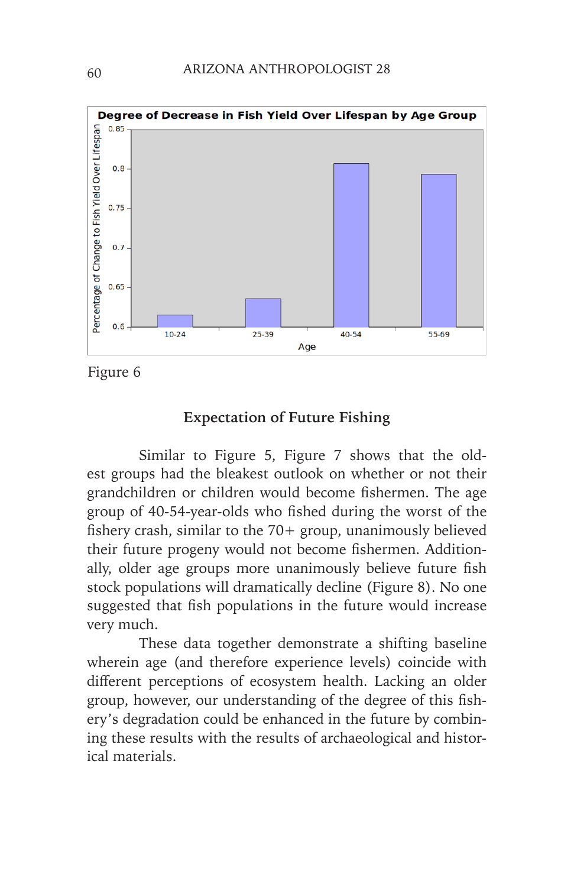Figure 6

## Expectation of Future Fishing

Similar to Figure 5, Figure 7 shows that the oldest groups had the bleakest outlook on whether or not their grandchildren or children would become fishermen. The age group of 40-54-year-olds who fished during the worst of the fishery crash, similar to the 70+ group, unanimously believed their future progeny would not become fishermen. Additionally, older age groups more unanimously believe future fish stock populations will dramatically decline (Figure 8). No one suggested that fish populations in the future would increase very much.

These data together demonstrate a shifting baseline wherein age (and therefore experience levels) coincide with different perceptions of ecosystem health. Lacking an older group, however, our understanding of the degree of this fishery's degradation could be enhanced in the future by combining these results with the results of archaeological and historical materials.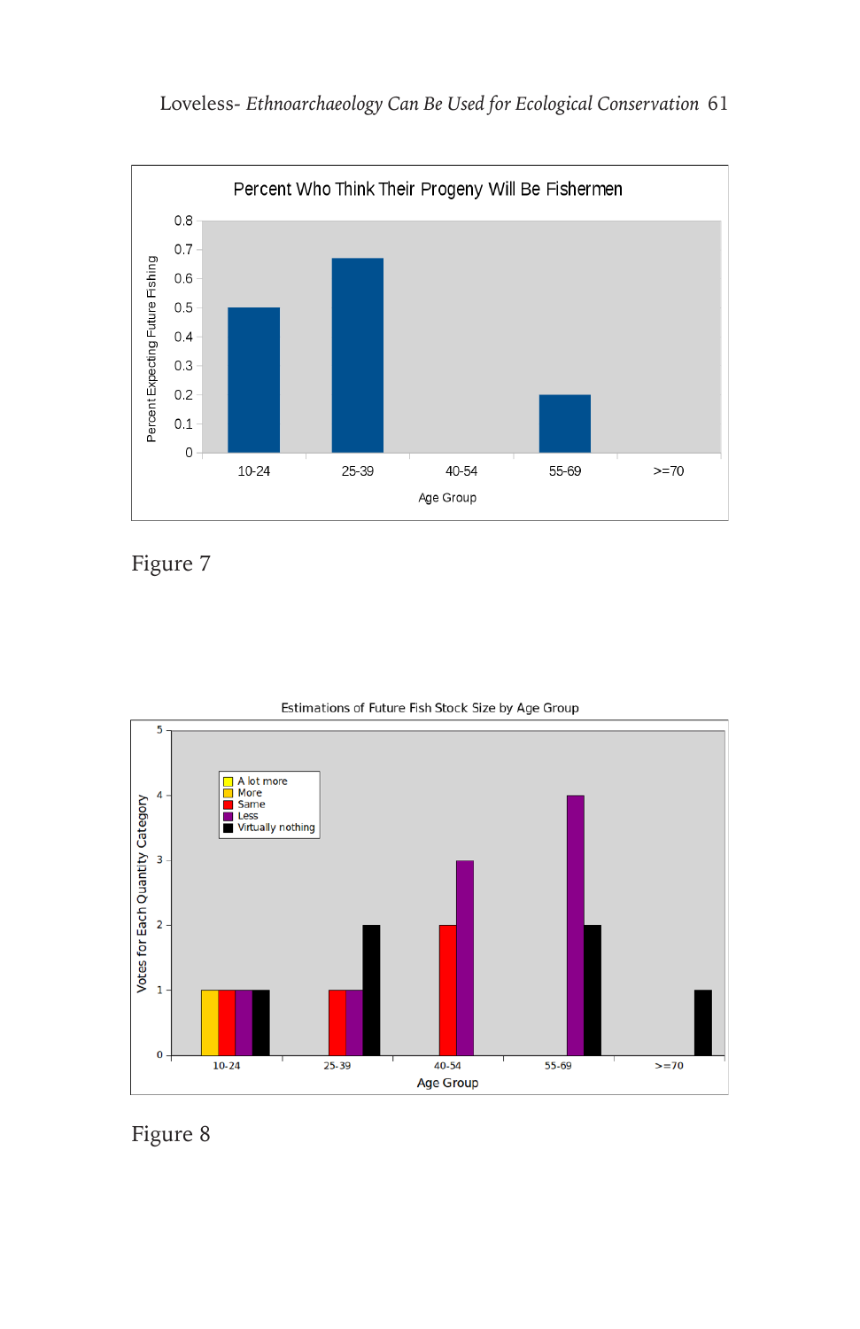Figure 7

Figure 8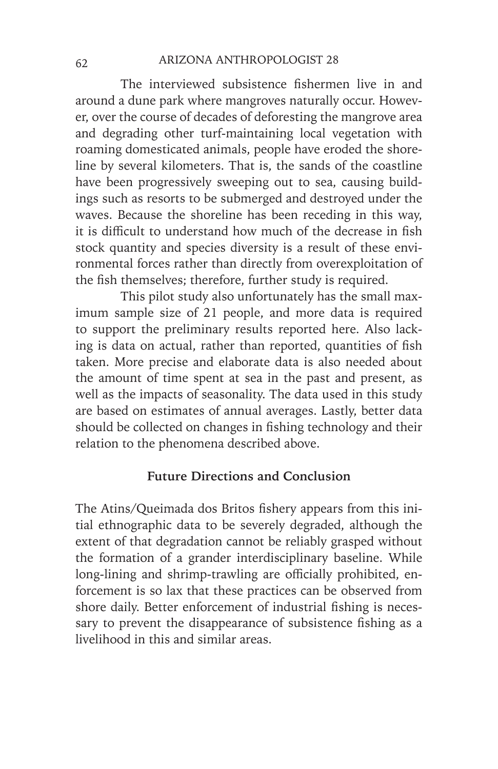The interviewed subsistence fishermen live in and around a dune park where mangroves naturally occur. However, over the course of decades of deforesting the mangrove area and degrading other turf-maintaining local vegetation with roaming domesticated animals, people have eroded the shoreline by several kilometers. That is, the sands of the coastline have been progressively sweeping out to sea, causing buildings such as resorts to be submerged and destroyed under the waves. Because the shoreline has been receding in this way, it is difficult to understand how much of the decrease in fish stock quantity and species diversity is a result of these environmental forces rather than directly from overexploitation of the fish themselves; therefore, further study is required.

This pilot study also unfortunately has the small maximum sample size of 21 people, and more data is required to support the preliminary results reported here. Also lacking is data on actual, rather than reported, quantities of fish taken. More precise and elaborate data is also needed about the amount of time spent at sea in the past and present, as well as the impacts of seasonality. The data used in this study are based on estimates of annual averages. Lastly, better data should be collected on changes in fishing technology and their relation to the phenomena described above.

## Future Directions and Conclusion

The Atins/Queimada dos Britos fishery appears from this initial ethnographic data to be severely degraded, although the extent of that degradation cannot be reliably grasped without the formation of a grander interdisciplinary baseline. While long-lining and shrimp-trawling are officially prohibited, enforcement is so lax that these practices can be observed from shore daily. Better enforcement of industrial fishing is necessary to prevent the disappearance of subsistence fishing as a livelihood in this and similar areas.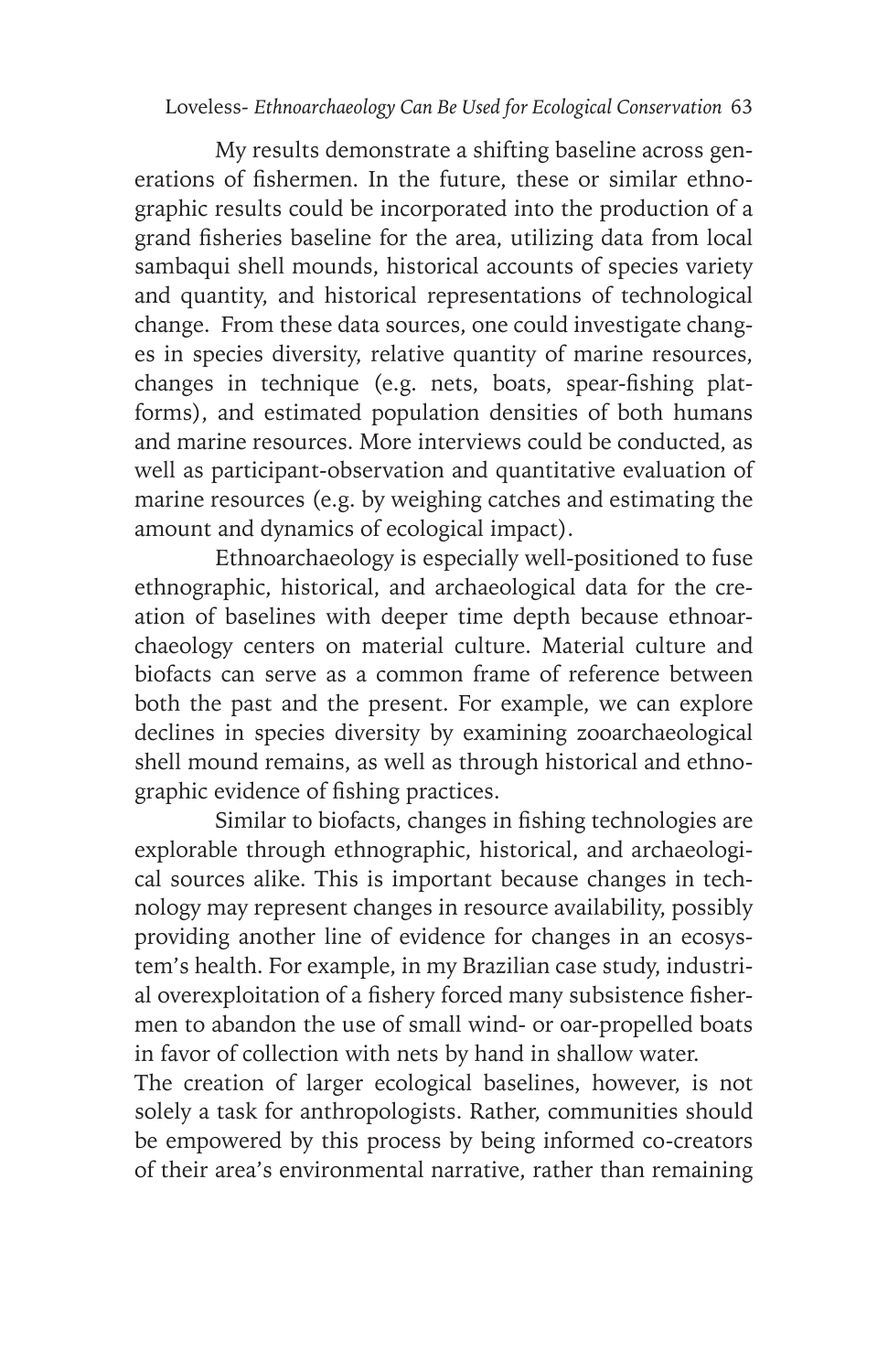My results demonstrate a shifting baseline across generations of fishermen. In the future, these or similar ethnographic results could be incorporated into the production of a grand fisheries baseline for the area, utilizing data from local sambaqui shell mounds, historical accounts of species variety and quantity, and historical representations of technological change. From these data sources, one could investigate changes in species diversity, relative quantity of marine resources, changes in technique (e.g. nets, boats, spear-fishing platforms), and estimated population densities of both humans and marine resources. More interviews could be conducted, as well as participant-observation and quantitative evaluation of marine resources (e.g. by weighing catches and estimating the amount and dynamics of ecological impact).

Ethnoarchaeology is especially well-positioned to fuse ethnographic, historical, and archaeological data for the creation of baselines with deeper time depth because ethnoarchaeology centers on material culture. Material culture and biofacts can serve as a common frame of reference between both the past and the present. For example, we can explore declines in species diversity by examining zooarchaeological shell mound remains, as well as through historical and ethnographic evidence of fishing practices.

Similar to biofacts, changes in fishing technologies are explorable through ethnographic, historical, and archaeological sources alike. This is important because changes in technology may represent changes in resource availability, possibly providing another line of evidence for changes in an ecosystem's health. For example, in my Brazilian case study, industrial overexploitation of a fishery forced many subsistence fishermen to abandon the use of small wind- or oar-propelled boats in favor of collection with nets by hand in shallow water.

The creation of larger ecological baselines, however, is not solely a task for anthropologists. Rather, communities should be empowered by this process by being informed co-creators of their area's environmental narrative, rather than remaining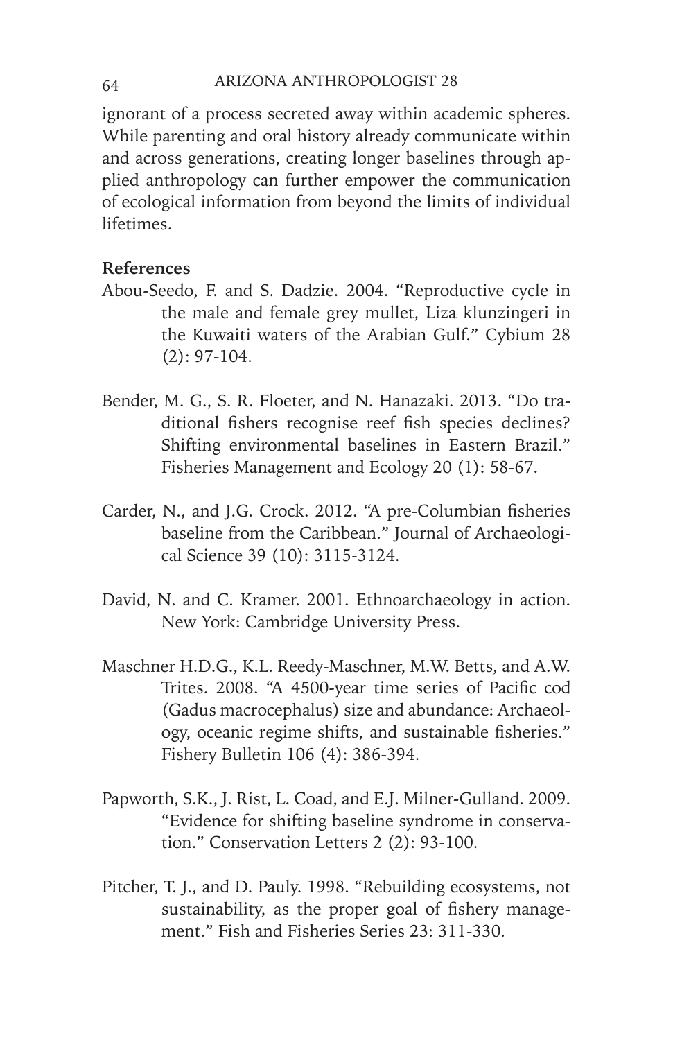ignorant of a process secreted away within academic spheres. While parenting and oral history already communicate within and across generations, creating longer baselines through applied anthropology can further empower the communication of ecological information from beyond the limits of individual lifetimes.

**References**

Abou-Seedo, F. and S. Dadzie. 2004. "Reproductive cycle in the male and female grey mullet, Liza klunzingeri in the Kuwaiti waters of the Arabian Gulf." Cybium 28 (2): 97-104.

Bender, M. G., S. R. Floeter, and N. Hanazaki. 2013. "Do traditional fishers recognise reef fish species declines? Shifting environmental baselines in Eastern Brazil." Fisheries Management and Ecology 20 (1): 58-67.

Carder, N., and J.G. Crock. 2012. "A pre-Columbian fisheries baseline from the Caribbean." Journal of Archaeological Science 39 (10): 3115-3124.

David, N. and C. Kramer. 2001. Ethnoarchaeology in action. New York: Cambridge University Press.

Maschner H.D.G., K.L. Reedy-Maschner, M.W. Betts, and A.W. Trites. 2008. "A 4500-year time series of Pacific cod (Gadus macrocephalus) size and abundance: Archaeology, oceanic regime shifts, and sustainable fisheries." Fishery Bulletin 106 (4): 386-394.

Papworth, S.K., J. Rist, L. Coad, and E.J. Milner-Gulland. 2009. "Evidence for shifting baseline syndrome in conservation." Conservation Letters 2 (2): 93-100.

Pitcher, T. J., and D. Pauly. 1998. "Rebuilding ecosystems, not sustainability, as the proper goal of fishery management." Fish and Fisheries Series 23: 311-330.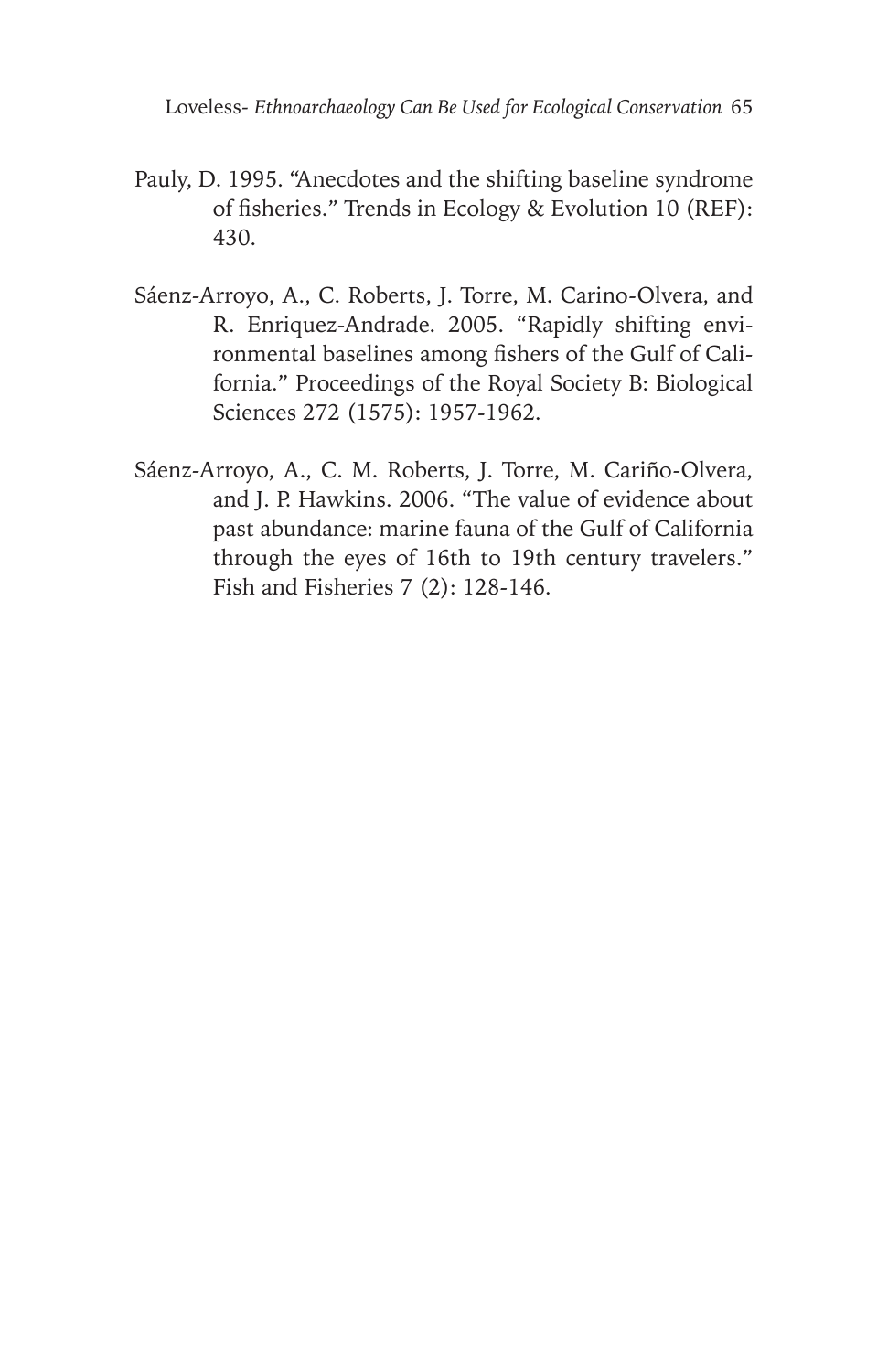Pauly, D. 1995. "Anecdotes and the shifting baseline syndrome of fisheries." Trends in Ecology & Evolution 10 (REF): 430.

Sáenz-Arroyo, A., C. Roberts, J. Torre, M. Carino-Olvera, and R. Enriquez-Andrade. 2005. "Rapidly shifting environmental baselines among fishers of the Gulf of California." Proceedings of the Royal Society B: Biological Sciences 272 (1575): 1957-1962.

Sáenz-Arroyo, A., C. M. Roberts, J. Torre, M. Cariño-Olvera, and J. P. Hawkins. 2006. "The value of evidence about past abundance: marine fauna of the Gulf of California through the eyes of 16th to 19th century travelers." Fish and Fisheries 7 (2): 128-146.